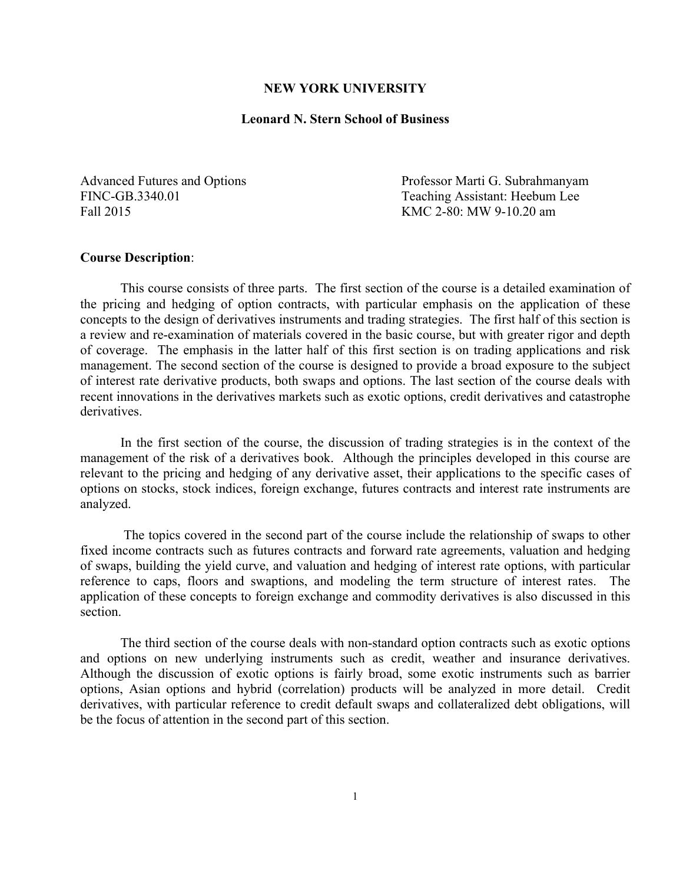**NEW YORK UNIVERSITY**

**Leonard N. Stern School of Business**

Advanced Futures and Options
FINC-GB.3340.01
Fall 2015

Professor Marti G. Subrahmanyam
Teaching Assistant: Heebum Lee
KMC 2-80: MW 9-10.20 am

**Course Description**:

This course consists of three parts. The first section of the course is a detailed examination of the pricing and hedging of option contracts, with particular emphasis on the application of these concepts to the design of derivatives instruments and trading strategies. The first half of this section is a review and re-examination of materials covered in the basic course, but with greater rigor and depth of coverage. The emphasis in the latter half of this first section is on trading applications and risk management. The second section of the course is designed to provide a broad exposure to the subject of interest rate derivative products, both swaps and options. The last section of the course deals with recent innovations in the derivatives markets such as exotic options, credit derivatives and catastrophe derivatives.

In the first section of the course, the discussion of trading strategies is in the context of the management of the risk of a derivatives book. Although the principles developed in this course are relevant to the pricing and hedging of any derivative asset, their applications to the specific cases of options on stocks, stock indices, foreign exchange, futures contracts and interest rate instruments are analyzed.

The topics covered in the second part of the course include the relationship of swaps to other fixed income contracts such as futures contracts and forward rate agreements, valuation and hedging of swaps, building the yield curve, and valuation and hedging of interest rate options, with particular reference to caps, floors and swaptions, and modeling the term structure of interest rates. The application of these concepts to foreign exchange and commodity derivatives is also discussed in this section.

The third section of the course deals with non-standard option contracts such as exotic options and options on new underlying instruments such as credit, weather and insurance derivatives. Although the discussion of exotic options is fairly broad, some exotic instruments such as barrier options, Asian options and hybrid (correlation) products will be analyzed in more detail. Credit derivatives, with particular reference to credit default swaps and collateralized debt obligations, will be the focus of attention in the second part of this section.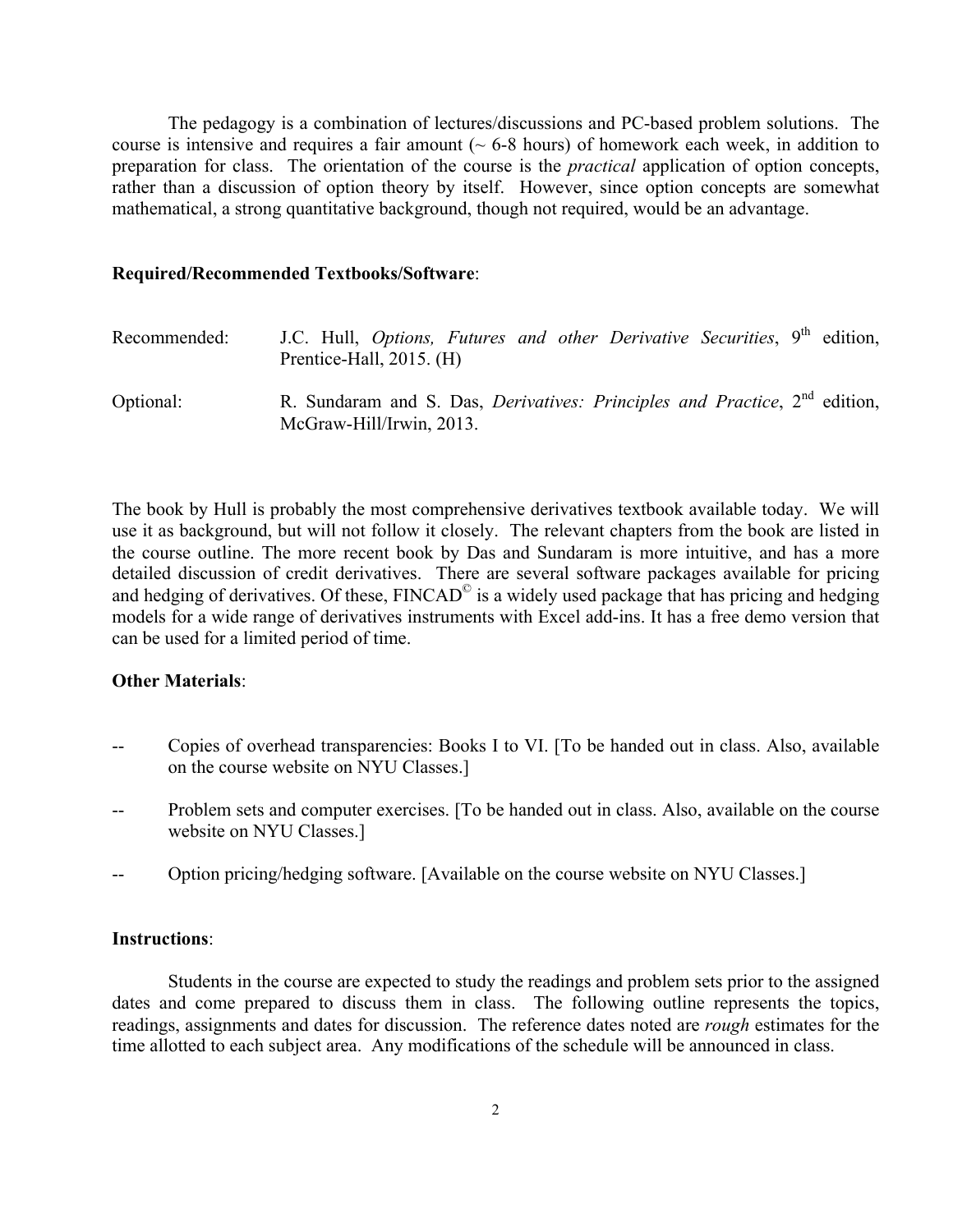The pedagogy is a combination of lectures/discussions and PC-based problem solutions. The course is intensive and requires a fair amount (~ 6-8 hours) of homework each week, in addition to preparation for class. The orientation of the course is the *practical* application of option concepts, rather than a discussion of option theory by itself. However, since option concepts are somewhat mathematical, a strong quantitative background, though not required, would be an advantage.

**Required/Recommended Textbooks/Software**:

Recommended: J.C. Hull, *Options, Futures and other Derivative Securities*, 9th edition, Prentice-Hall, 2015. (H)

Optional: R. Sundaram and S. Das, *Derivatives: Principles and Practice*, 2nd edition, McGraw-Hill/Irwin, 2013.

The book by Hull is probably the most comprehensive derivatives textbook available today. We will use it as background, but will not follow it closely. The relevant chapters from the book are listed in the course outline. The more recent book by Das and Sundaram is more intuitive, and has a more detailed discussion of credit derivatives. There are several software packages available for pricing and hedging of derivatives. Of these, FINCAD© is a widely used package that has pricing and hedging models for a wide range of derivatives instruments with Excel add-ins. It has a free demo version that can be used for a limited period of time.

**Other Materials**:

-- Copies of overhead transparencies: Books I to VI. [To be handed out in class. Also, available on the course website on NYU Classes.]

-- Problem sets and computer exercises. [To be handed out in class. Also, available on the course website on NYU Classes.]

-- Option pricing/hedging software. [Available on the course website on NYU Classes.]

**Instructions**:

Students in the course are expected to study the readings and problem sets prior to the assigned dates and come prepared to discuss them in class. The following outline represents the topics, readings, assignments and dates for discussion. The reference dates noted are *rough* estimates for the time allotted to each subject area. Any modifications of the schedule will be announced in class.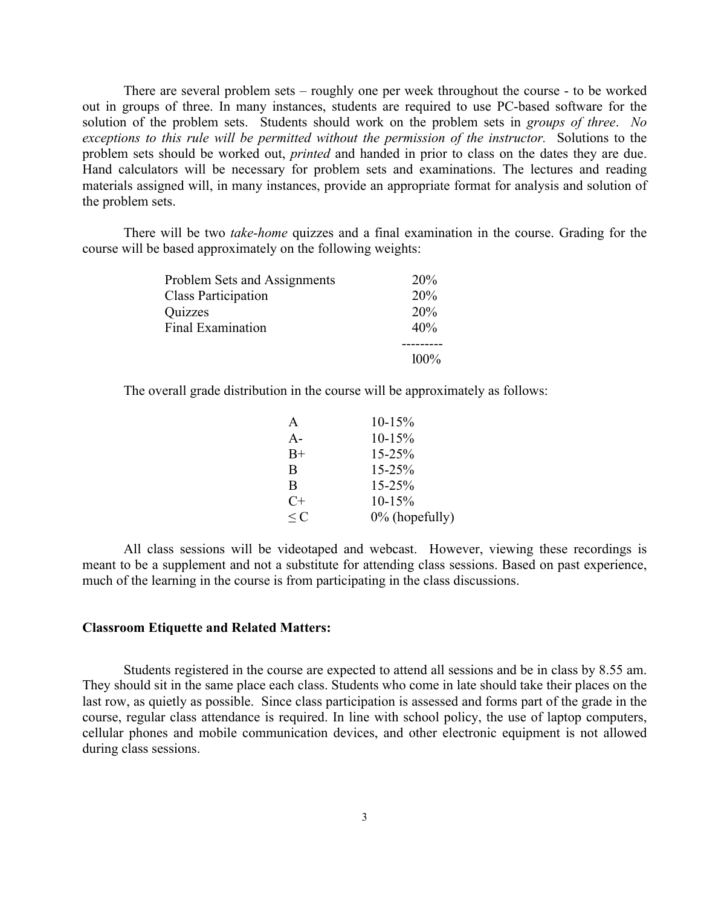There are several problem sets – roughly one per week throughout the course - to be worked out in groups of three. In many instances, students are required to use PC-based software for the solution of the problem sets. Students should work on the problem sets in *groups of three*. *No exceptions to this rule will be permitted without the permission of the instructor.* Solutions to the problem sets should be worked out, *printed* and handed in prior to class on the dates they are due. Hand calculators will be necessary for problem sets and examinations. The lectures and reading materials assigned will, in many instances, provide an appropriate format for analysis and solution of the problem sets.

There will be two *take-home* quizzes and a final examination in the course. Grading for the course will be based approximately on the following weights:

| Component | Weight |
|---|---|
| Problem Sets and Assignments | 20% |
| Class Participation | 20% |
| Quizzes | 20% |
| Final Examination | 40% |
| | 100% |

The overall grade distribution in the course will be approximately as follows:

| Grade | Distribution |
|---|---|
| A | 10-15% |
| A- | 10-15% |
| B+ | 15-25% |
| B | 15-25% |
| B | 15-25% |
| C+ | 10-15% |
| ≤ C | 0% (hopefully) |

All class sessions will be videotaped and webcast. However, viewing these recordings is meant to be a supplement and not a substitute for attending class sessions. Based on past experience, much of the learning in the course is from participating in the class discussions.

## Classroom Etiquette and Related Matters:

Students registered in the course are expected to attend all sessions and be in class by 8.55 am. They should sit in the same place each class. Students who come in late should take their places on the last row, as quietly as possible. Since class participation is assessed and forms part of the grade in the course, regular class attendance is required. In line with school policy, the use of laptop computers, cellular phones and mobile communication devices, and other electronic equipment is not allowed during class sessions.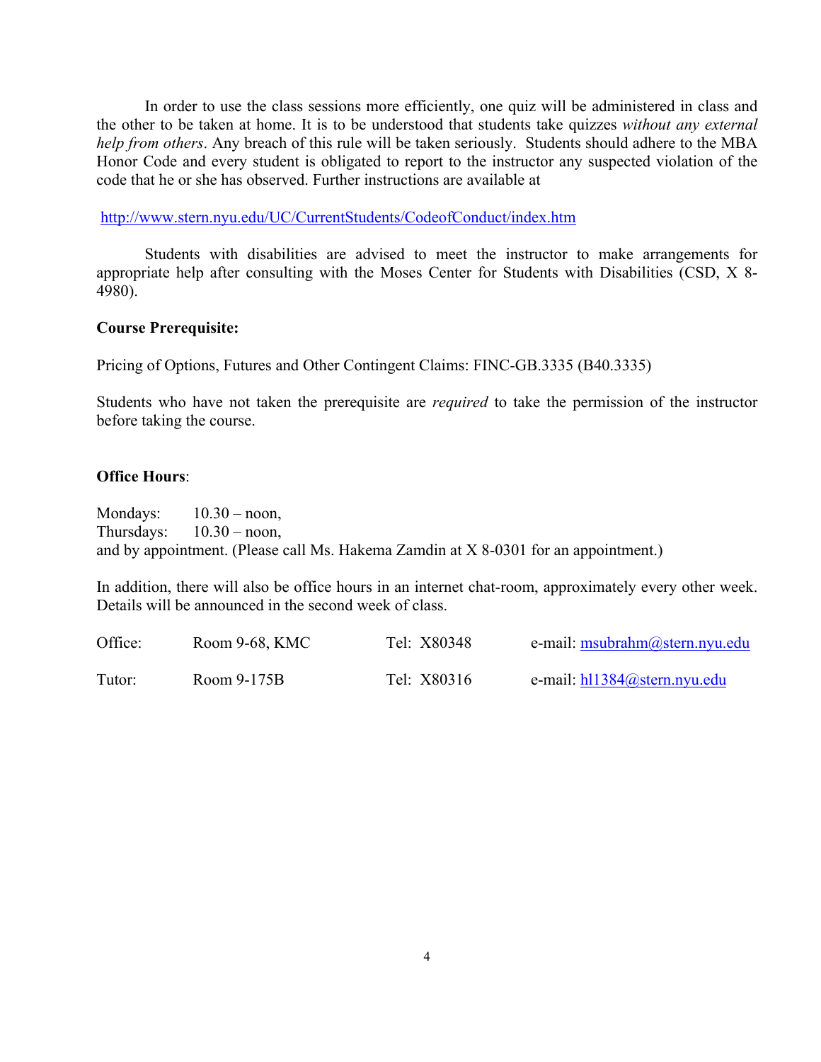In order to use the class sessions more efficiently, one quiz will be administered in class and the other to be taken at home. It is to be understood that students take quizzes *without any external help from others*. Any breach of this rule will be taken seriously. Students should adhere to the MBA Honor Code and every student is obligated to report to the instructor any suspected violation of the code that he or she has observed. Further instructions are available at

http://www.stern.nyu.edu/UC/CurrentStudents/CodeofConduct/index.htm

Students with disabilities are advised to meet the instructor to make arrangements for appropriate help after consulting with the Moses Center for Students with Disabilities (CSD, X 8-4980).

**Course Prerequisite:**

Pricing of Options, Futures and Other Contingent Claims: FINC-GB.3335 (B40.3335)

Students who have not taken the prerequisite are *required* to take the permission of the instructor before taking the course.

**Office Hours**:

Mondays: 10.30 – noon,
Thursdays: 10.30 – noon,
and by appointment. (Please call Ms. Hakema Zamdin at X 8-0301 for an appointment.)

In addition, there will also be office hours in an internet chat-room, approximately every other week. Details will be announced in the second week of class.

| | | | |
|---|---|---|---|
| Office: | Room 9-68, KMC | Tel: X80348 | e-mail: msubrahm@stern.nyu.edu |
| Tutor: | Room 9-175B | Tel: X80316 | e-mail: hl1384@stern.nyu.edu |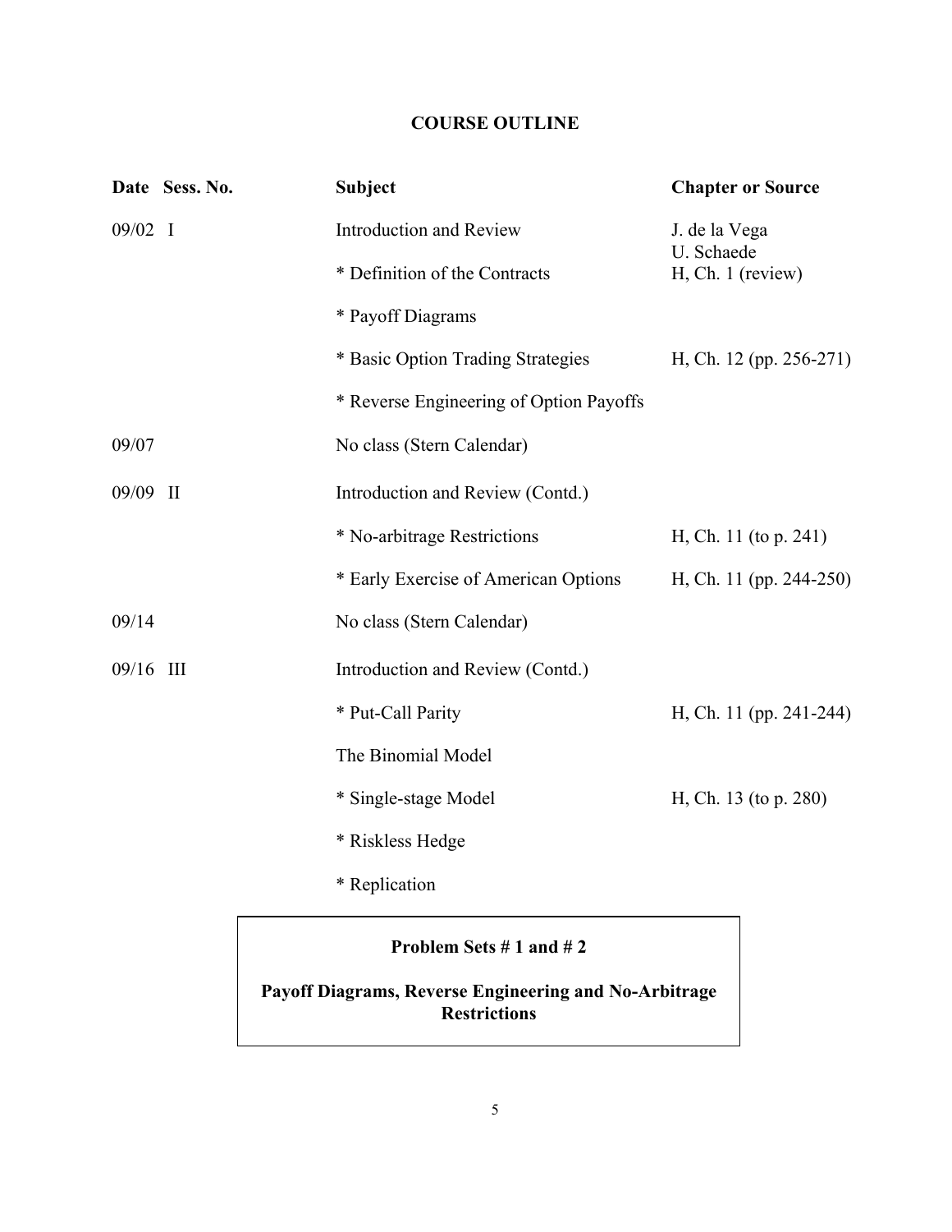## COURSE OUTLINE

| Date | Sess. No. | Subject | Chapter or Source |
|---|---|---|---|
| 09/02 | I | Introduction and Review | J. de la Vega<br>U. Schaede |
| | | * Definition of the Contracts | H, Ch. 1 (review) |
| | | * Payoff Diagrams | |
| | | * Basic Option Trading Strategies | H, Ch. 12 (pp. 256-271) |
| | | * Reverse Engineering of Option Payoffs | |
| 09/07 | | No class (Stern Calendar) | |
| 09/09 | II | Introduction and Review (Contd.) | |
| | | * No-arbitrage Restrictions | H, Ch. 11 (to p. 241) |
| | | * Early Exercise of American Options | H, Ch. 11 (pp. 244-250) |
| 09/14 | | No class (Stern Calendar) | |
| 09/16 | III | Introduction and Review (Contd.) | |
| | | * Put-Call Parity | H, Ch. 11 (pp. 241-244) |
| | | The Binomial Model | |
| | | * Single-stage Model | H, Ch. 13 (to p. 280) |
| | | * Riskless Hedge | |
| | | * Replication | |

**Problem Sets # 1 and # 2**

**Payoff Diagrams, Reverse Engineering and No-Arbitrage Restrictions**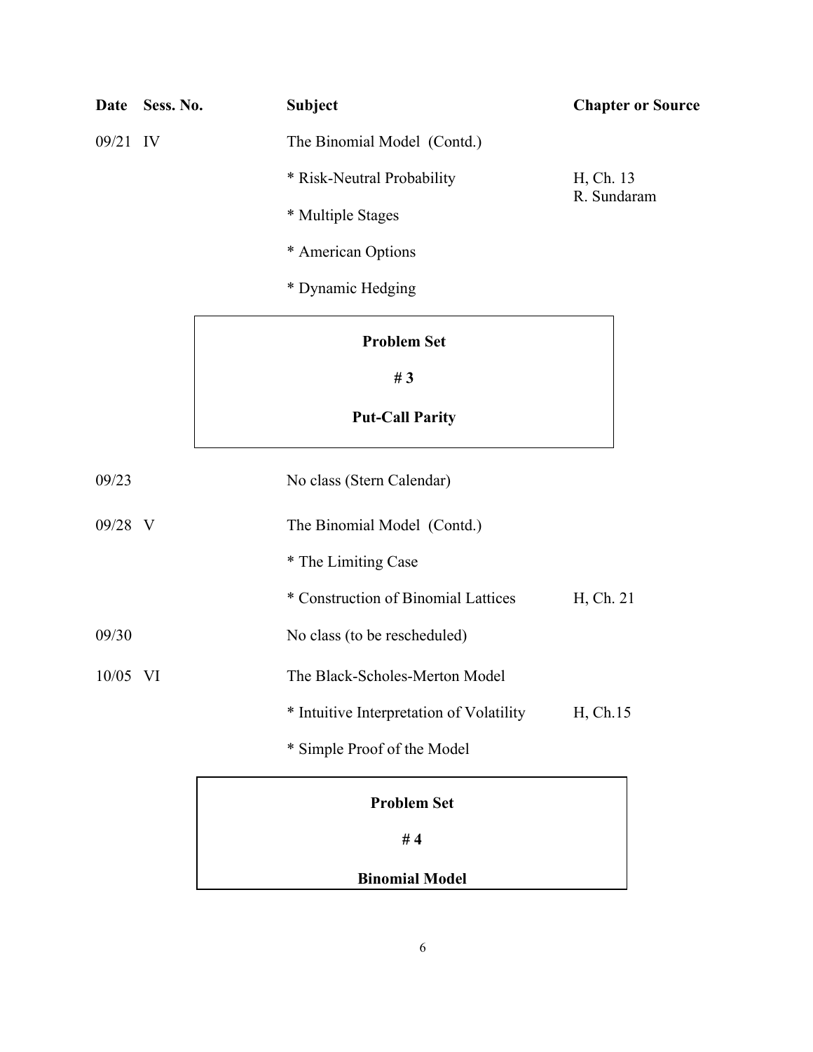| Date | Sess. No. | Subject | Chapter or Source |
|---|---|---|---|
| 09/21 | IV | The Binomial Model (Contd.) | |
| | | * Risk-Neutral Probability | H, Ch. 13<br>R. Sundaram |
| | | * Multiple Stages | |
| | | * American Options | |
| | | * Dynamic Hedging | |

**Problem Set**

**# 3**

**Put-Call Parity**

| Date | Sess. No. | Subject | Chapter or Source |
|---|---|---|---|
| 09/23 | | No class (Stern Calendar) | |
| 09/28 | V | The Binomial Model (Contd.) | |
| | | * The Limiting Case | |
| | | * Construction of Binomial Lattices | H, Ch. 21 |
| 09/30 | | No class (to be rescheduled) | |
| 10/05 | VI | The Black-Scholes-Merton Model | |
| | | * Intuitive Interpretation of Volatility | H, Ch.15 |
| | | * Simple Proof of the Model | |

**Problem Set**

**# 4**

**Binomial Model**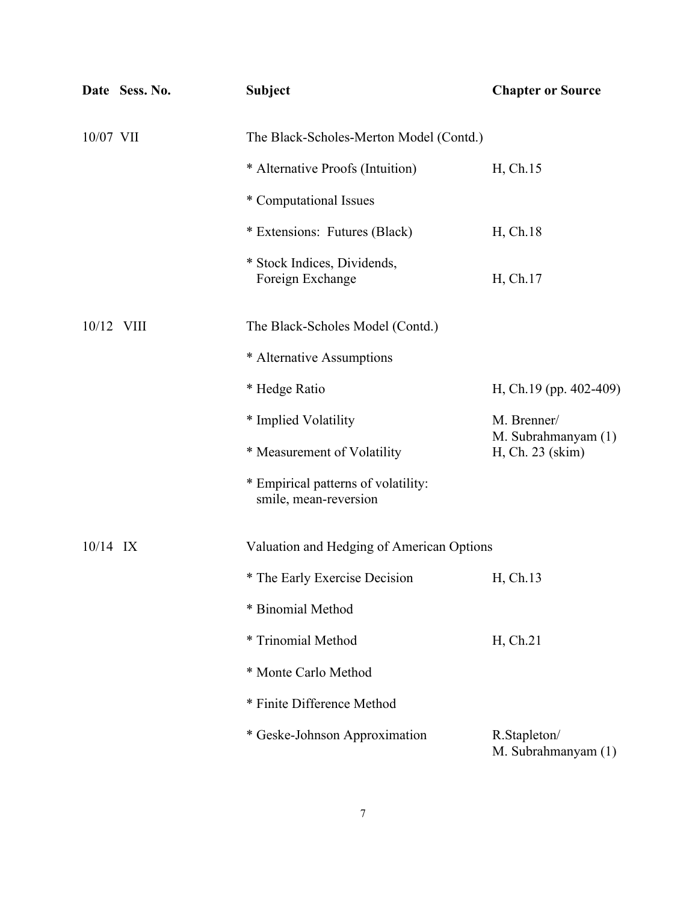| Date | Sess. No. | Subject | Chapter or Source |
|---|---|---|---|
| 10/07 | VII | The Black-Scholes-Merton Model (Contd.) | |
| | | * Alternative Proofs (Intuition) | H, Ch.15 |
| | | * Computational Issues | |
| | | * Extensions: Futures (Black) | H, Ch.18 |
| | | * Stock Indices, Dividends, Foreign Exchange | H, Ch.17 |
| 10/12 | VIII | The Black-Scholes Model (Contd.) | |
| | | * Alternative Assumptions | |
| | | * Hedge Ratio | H, Ch.19 (pp. 402-409) |
| | | * Implied Volatility | M. Brenner/ M. Subrahmanyam (1) |
| | | * Measurement of Volatility | H, Ch. 23 (skim) |
| | | * Empirical patterns of volatility: smile, mean-reversion | |
| 10/14 | IX | Valuation and Hedging of American Options | |
| | | * The Early Exercise Decision | H, Ch.13 |
| | | * Binomial Method | |
| | | * Trinomial Method | H, Ch.21 |
| | | * Monte Carlo Method | |
| | | * Finite Difference Method | |
| | | * Geske-Johnson Approximation | R.Stapleton/ M. Subrahmanyam (1) |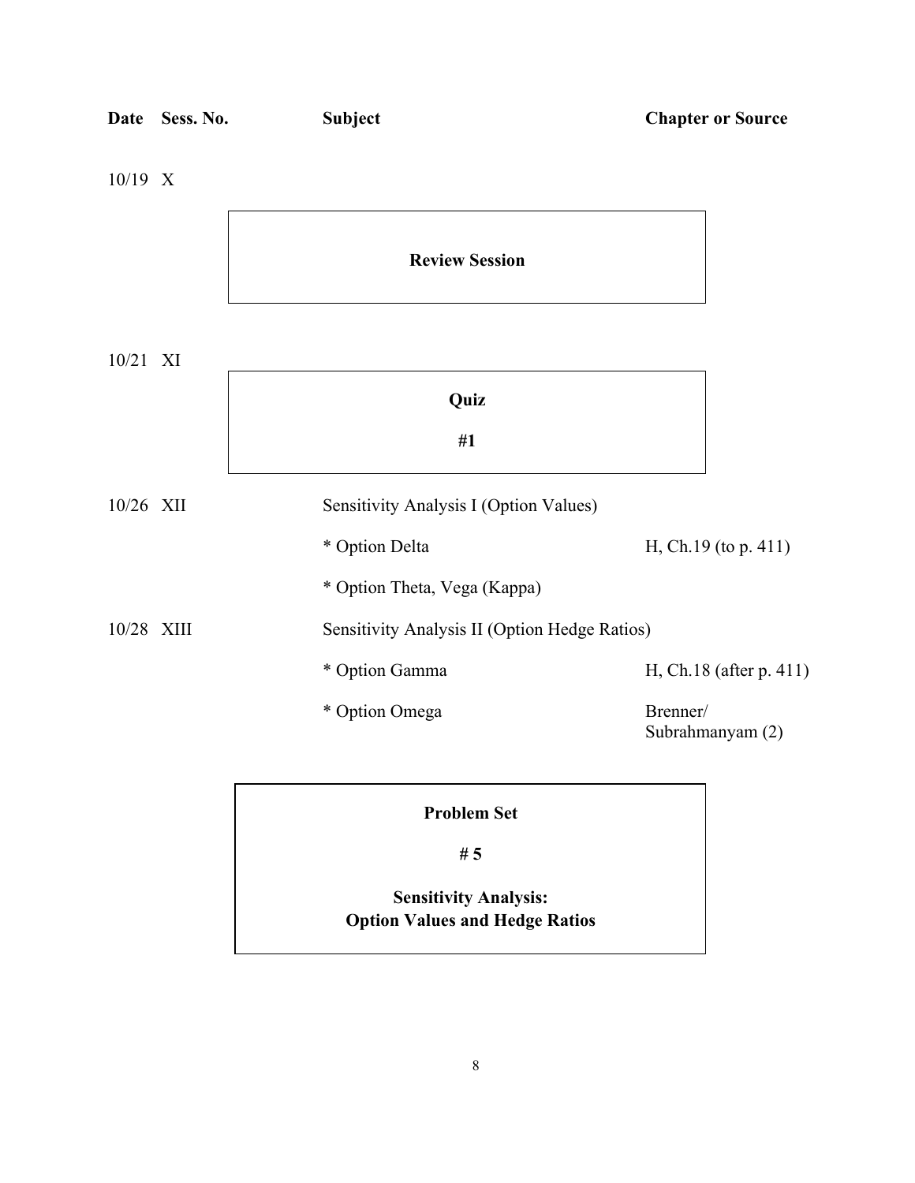| Date | Sess. No. | Subject | Chapter or Source |
|---|---|---|---|
| 10/19 | X | **Review Session** | |
| 10/21 | XI | **Quiz #1** | |
| 10/26 | XII | Sensitivity Analysis I (Option Values) | |
| | | * Option Delta | H, Ch.19 (to p. 411) |
| | | * Option Theta, Vega (Kappa) | |
| 10/28 | XIII | Sensitivity Analysis II (Option Hedge Ratios) | |
| | | * Option Gamma | H, Ch.18 (after p. 411) |
| | | * Option Omega | Brenner/ Subrahmanyam (2) |

**Problem Set**

**# 5**

**Sensitivity Analysis:**
**Option Values and Hedge Ratios**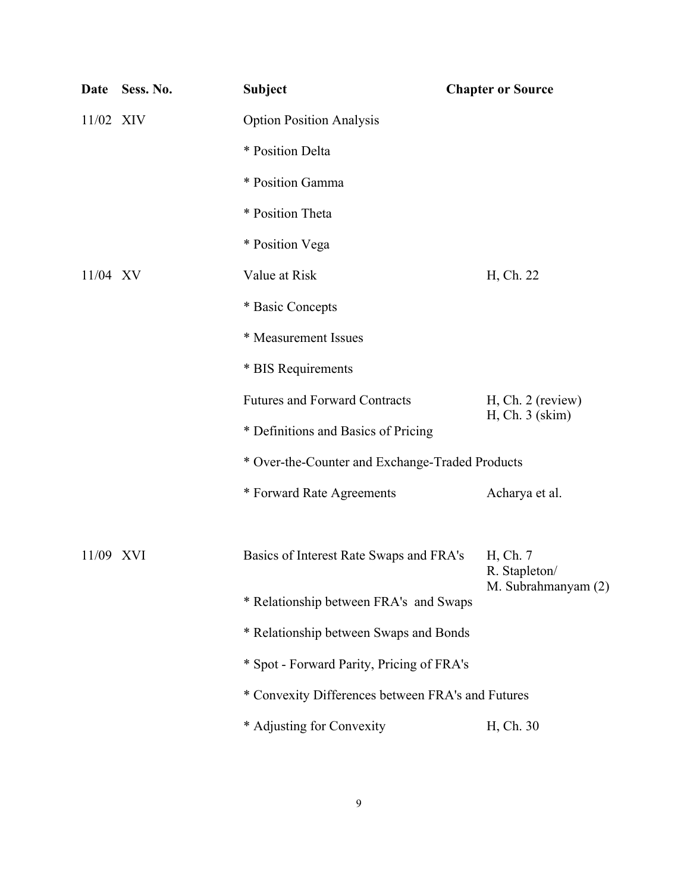| Date | Sess. No. | Subject | Chapter or Source |
|---|---|---|---|
| 11/02 | XIV | Option Position Analysis | |
| | | * Position Delta | |
| | | * Position Gamma | |
| | | * Position Theta | |
| | | * Position Vega | |
| 11/04 | XV | Value at Risk | H, Ch. 22 |
| | | * Basic Concepts | |
| | | * Measurement Issues | |
| | | * BIS Requirements | |
| | | Futures and Forward Contracts | H, Ch. 2 (review) H, Ch. 3 (skim) |
| | | * Definitions and Basics of Pricing | |
| | | * Over-the-Counter and Exchange-Traded Products | |
| | | * Forward Rate Agreements | Acharya et al. |
| 11/09 | XVI | Basics of Interest Rate Swaps and FRA's | H, Ch. 7 R. Stapleton/ M. Subrahmanyam (2) |
| | | * Relationship between FRA's and Swaps | |
| | | * Relationship between Swaps and Bonds | |
| | | * Spot - Forward Parity, Pricing of FRA's | |
| | | * Convexity Differences between FRA's and Futures | |
| | | * Adjusting for Convexity | H, Ch. 30 |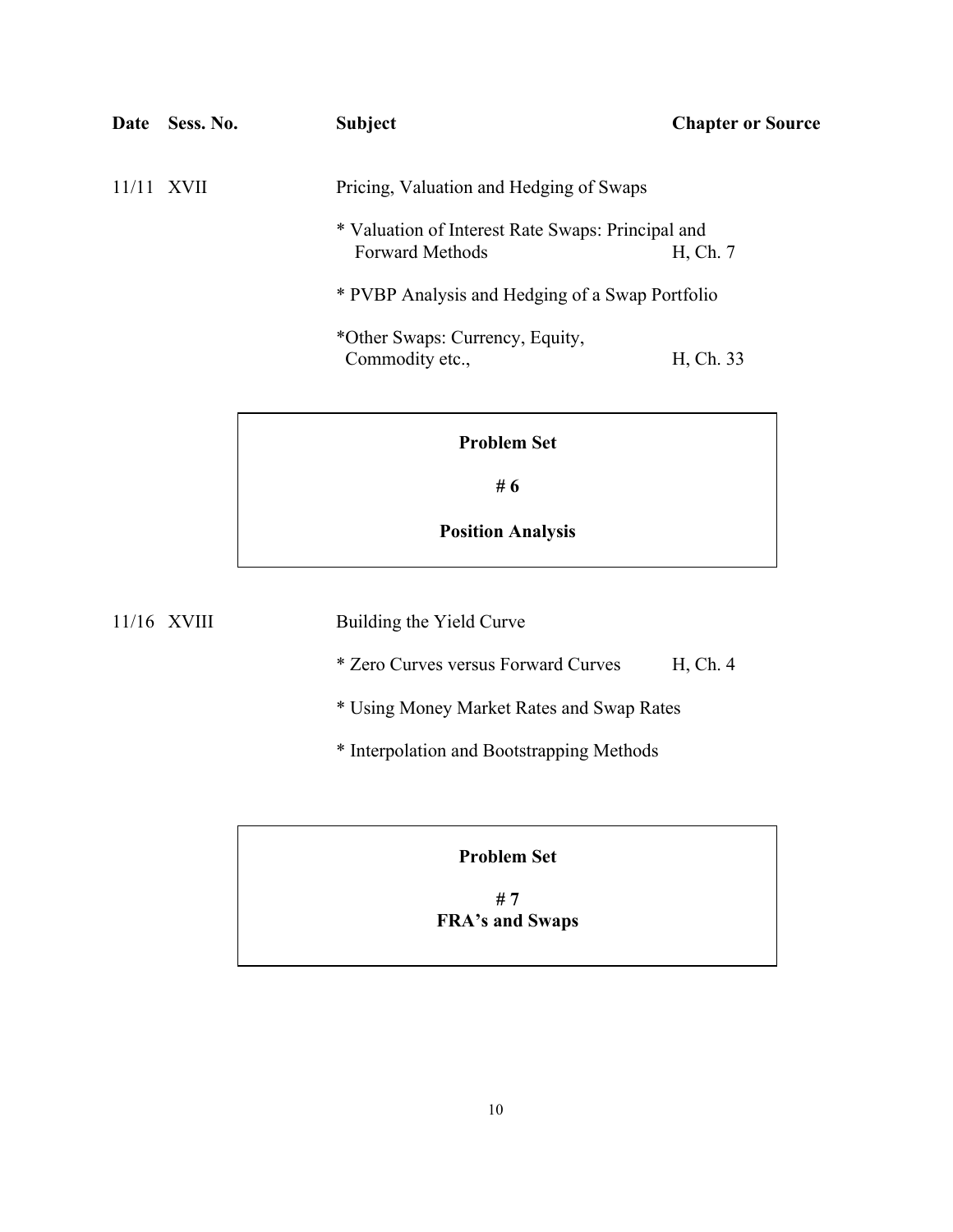| Date | Sess. No. | Subject | Chapter or Source |
|---|---|---|---|
| 11/11 | XVII | Pricing, Valuation and Hedging of Swaps | |
| | | * Valuation of Interest Rate Swaps: Principal and Forward Methods | H, Ch. 7 |
| | | * PVBP Analysis and Hedging of a Swap Portfolio | |
| | | *Other Swaps: Currency, Equity, Commodity etc., | H, Ch. 33 |

**Problem Set**

**# 6**

**Position Analysis**

| Date | Sess. No. | Subject | Chapter or Source |
|---|---|---|---|
| 11/16 | XVIII | Building the Yield Curve | |
| | | * Zero Curves versus Forward Curves | H, Ch. 4 |
| | | * Using Money Market Rates and Swap Rates | |
| | | * Interpolation and Bootstrapping Methods | |

**Problem Set**

**# 7**

**FRA's and Swaps**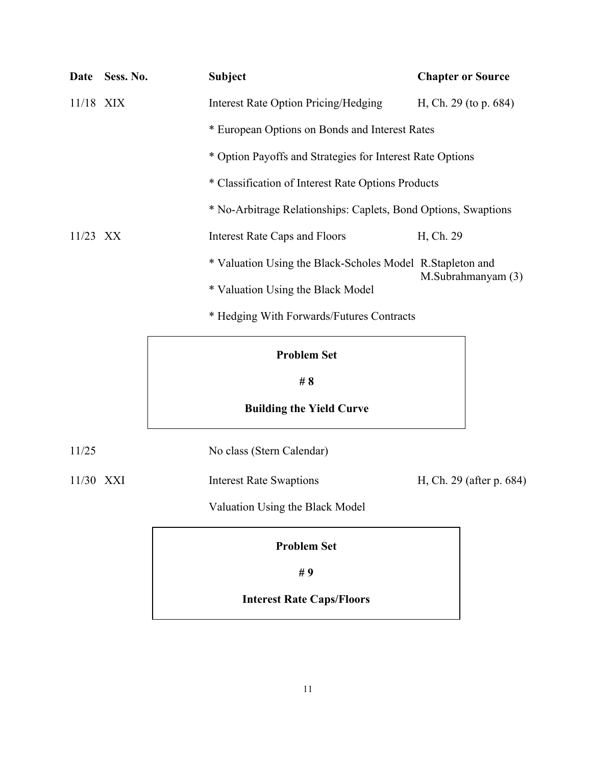| Date | Sess. No. | Subject | Chapter or Source |
|---|---|---|---|
| 11/18 | XIX | Interest Rate Option Pricing/Hedging | H, Ch. 29 (to p. 684) |
| | | * European Options on Bonds and Interest Rates | |
| | | * Option Payoffs and Strategies for Interest Rate Options | |
| | | * Classification of Interest Rate Options Products | |
| | | * No-Arbitrage Relationships: Caplets, Bond Options, Swaptions | |
| 11/23 | XX | Interest Rate Caps and Floors | H, Ch. 29 |
| | | * Valuation Using the Black-Scholes Model | R.Stapleton and M.Subrahmanyam (3) |
| | | * Valuation Using the Black Model | |
| | | * Hedging With Forwards/Futures Contracts | |

**Problem Set**

**# 8**

**Building the Yield Curve**

| Date | Sess. No. | Subject | Chapter or Source |
|---|---|---|---|
| 11/25 | | No class (Stern Calendar) | |
| 11/30 | XXI | Interest Rate Swaptions | H, Ch. 29 (after p. 684) |
| | | Valuation Using the Black Model | |

**Problem Set**

**# 9**

**Interest Rate Caps/Floors**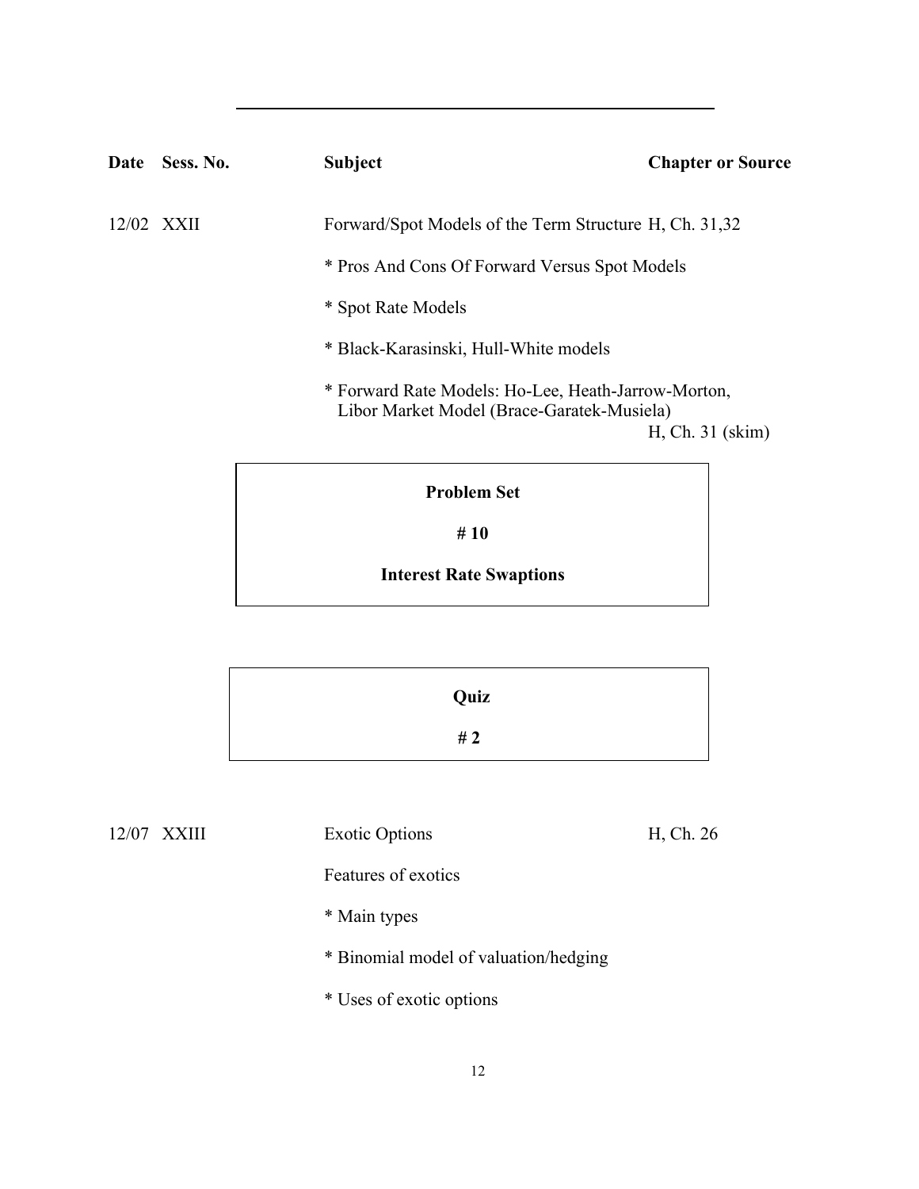| Date | Sess. No. | Subject | Chapter or Source |
|---|---|---|---|
| 12/02 | XXII | Forward/Spot Models of the Term Structure | H, Ch. 31,32 |
| | | * Pros And Cons Of Forward Versus Spot Models | |
| | | * Spot Rate Models | |
| | | * Black-Karasinski, Hull-White models | |
| | | * Forward Rate Models: Ho-Lee, Heath-Jarrow-Morton, Libor Market Model (Brace-Garatek-Musiela) | H, Ch. 31 (skim) |

**Problem Set**

**# 10**

**Interest Rate Swaptions**

**Quiz**

**# 2**

| Date | Sess. No. | Subject | Chapter or Source |
|---|---|---|---|
| 12/07 | XXIII | Exotic Options | H, Ch. 26 |
| | | Features of exotics | |
| | | * Main types | |
| | | * Binomial model of valuation/hedging | |
| | | * Uses of exotic options | |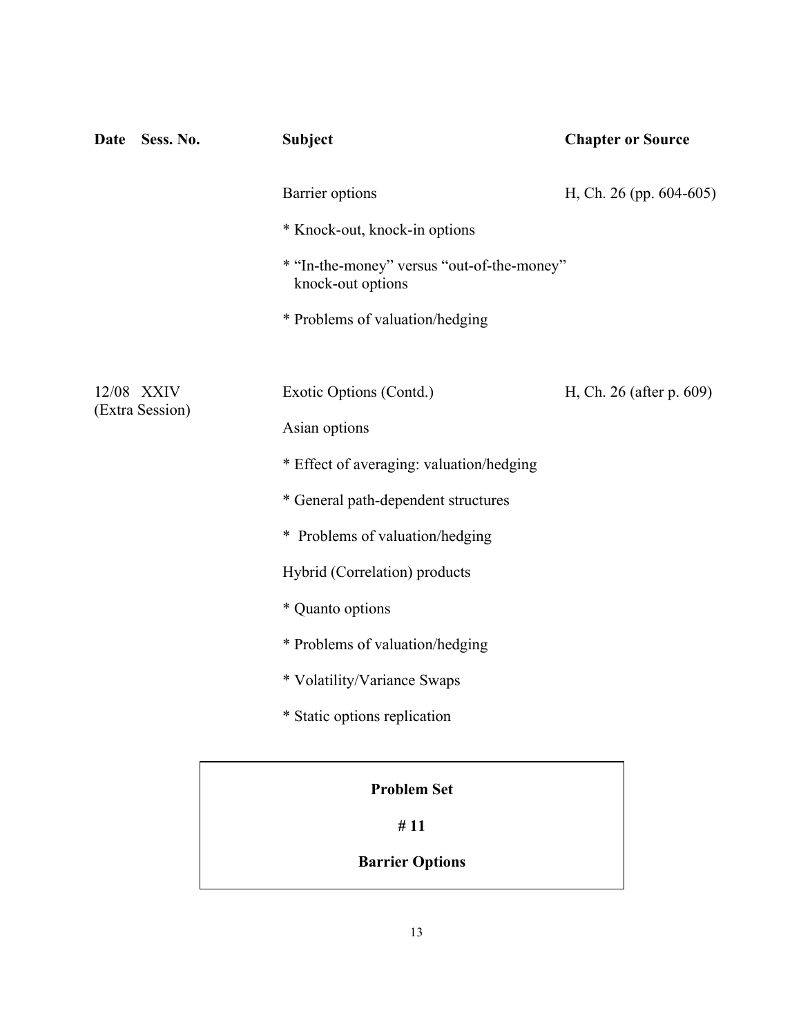| Date | Sess. No. | Subject | Chapter or Source |
|---|---|---|---|
| | | Barrier options | H, Ch. 26 (pp. 604-605) |
| | | * Knock-out, knock-in options | |
| | | * "In-the-money" versus "out-of-the-money" knock-out options | |
| | | * Problems of valuation/hedging | |
| 12/08 | XXIV (Extra Session) | Exotic Options (Contd.) | H, Ch. 26 (after p. 609) |
| | | Asian options | |
| | | * Effect of averaging: valuation/hedging | |
| | | * General path-dependent structures | |
| | | * Problems of valuation/hedging | |
| | | Hybrid (Correlation) products | |
| | | * Quanto options | |
| | | * Problems of valuation/hedging | |
| | | * Volatility/Variance Swaps | |
| | | * Static options replication | |

**Problem Set**

**# 11**

**Barrier Options**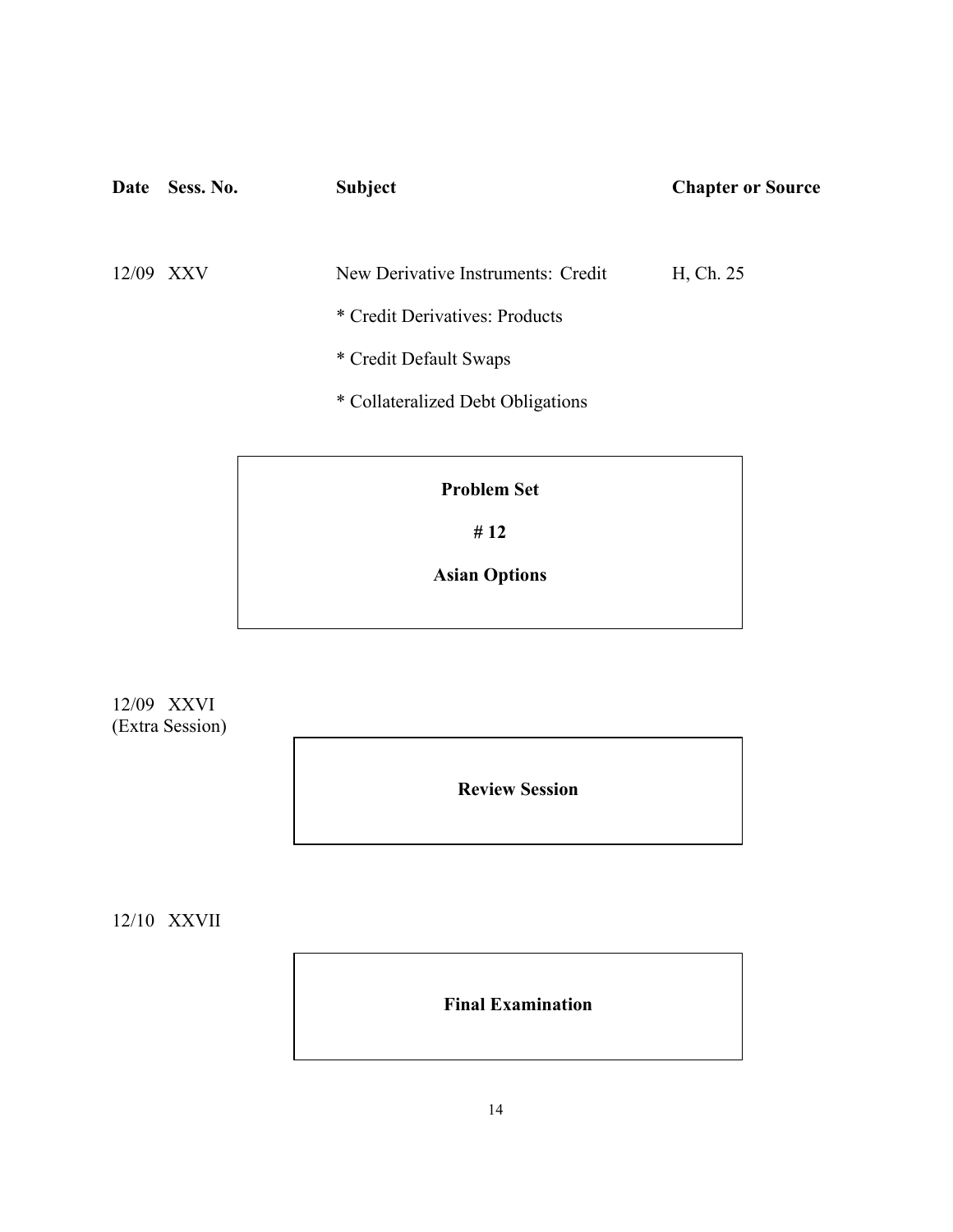| Date | Sess. No. | Subject | Chapter or Source |
| --- | --- | --- | --- |
| 12/09 | XXV | New Derivative Instruments: Credit | H, Ch. 25 |
| | | * Credit Derivatives: Products | |
| | | * Credit Default Swaps | |
| | | * Collateralized Debt Obligations | |

**Problem Set**

**# 12**

**Asian Options**

12/09 XXVI
(Extra Session)

**Review Session**

12/10 XXVII

**Final Examination**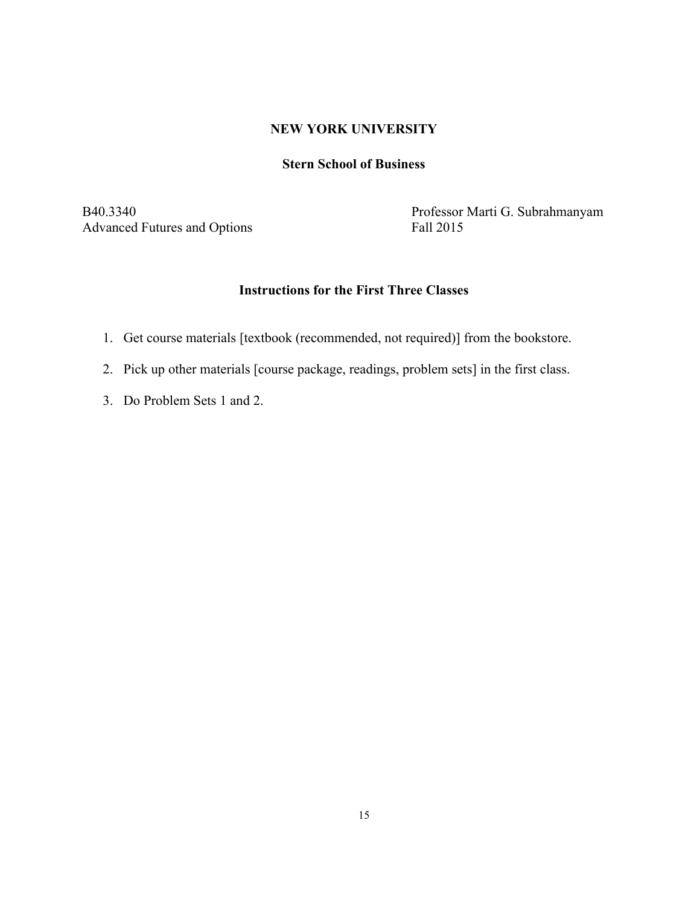**NEW YORK UNIVERSITY**

**Stern School of Business**

B40.3340
Advanced Futures and Options

Professor Marti G. Subrahmanyam
Fall 2015

## Instructions for the First Three Classes

1. Get course materials [textbook (recommended, not required)] from the bookstore.
2. Pick up other materials [course package, readings, problem sets] in the first class.
3. Do Problem Sets 1 and 2.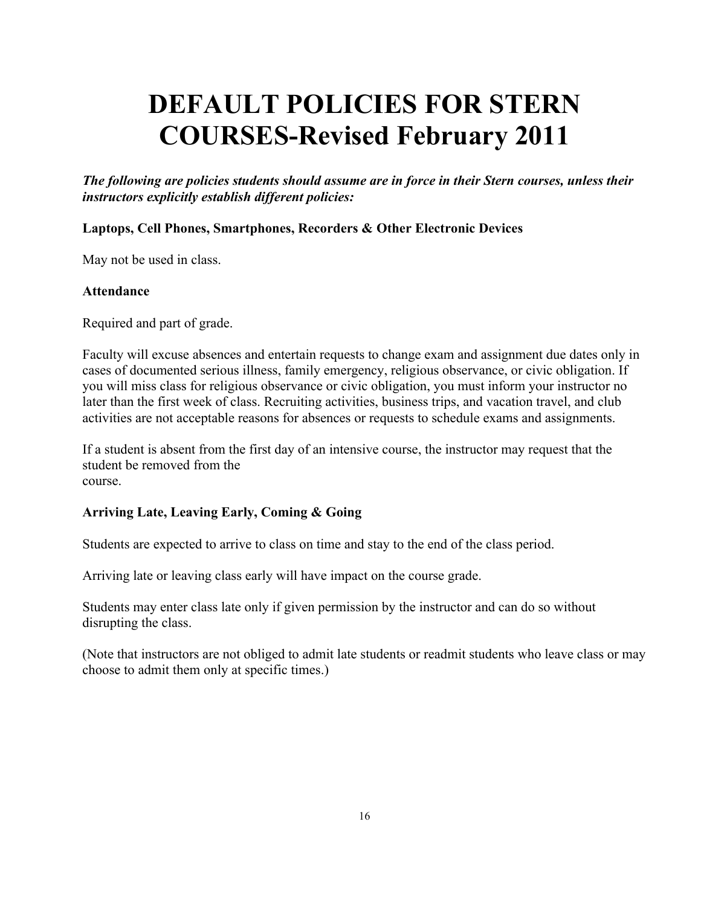# DEFAULT POLICIES FOR STERN COURSES-Revised February 2011

***The following are policies students should assume are in force in their Stern courses, unless their instructors explicitly establish different policies:***

**Laptops, Cell Phones, Smartphones, Recorders & Other Electronic Devices**

May not be used in class.

**Attendance**

Required and part of grade.

Faculty will excuse absences and entertain requests to change exam and assignment due dates only in cases of documented serious illness, family emergency, religious observance, or civic obligation. If you will miss class for religious observance or civic obligation, you must inform your instructor no later than the first week of class. Recruiting activities, business trips, and vacation travel, and club activities are not acceptable reasons for absences or requests to schedule exams and assignments.

If a student is absent from the first day of an intensive course, the instructor may request that the student be removed from the course.

**Arriving Late, Leaving Early, Coming & Going**

Students are expected to arrive to class on time and stay to the end of the class period.

Arriving late or leaving class early will have impact on the course grade.

Students may enter class late only if given permission by the instructor and can do so without disrupting the class.

(Note that instructors are not obliged to admit late students or readmit students who leave class or may choose to admit them only at specific times.)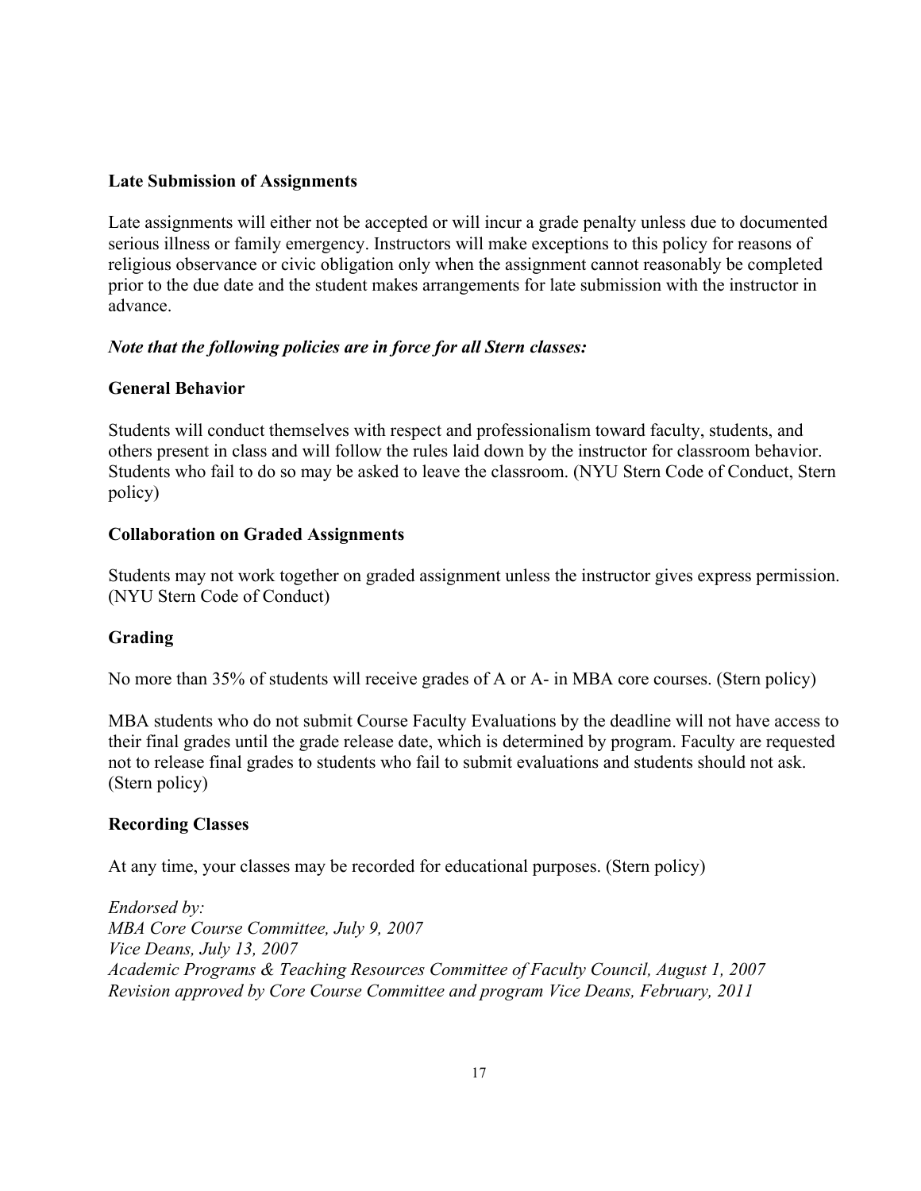### Late Submission of Assignments

Late assignments will either not be accepted or will incur a grade penalty unless due to documented serious illness or family emergency. Instructors will make exceptions to this policy for reasons of religious observance or civic obligation only when the assignment cannot reasonably be completed prior to the due date and the student makes arrangements for late submission with the instructor in advance.

***Note that the following policies are in force for all Stern classes:***

### General Behavior

Students will conduct themselves with respect and professionalism toward faculty, students, and others present in class and will follow the rules laid down by the instructor for classroom behavior. Students who fail to do so may be asked to leave the classroom. (NYU Stern Code of Conduct, Stern policy)

### Collaboration on Graded Assignments

Students may not work together on graded assignment unless the instructor gives express permission. (NYU Stern Code of Conduct)

### Grading

No more than 35% of students will receive grades of A or A- in MBA core courses. (Stern policy)

MBA students who do not submit Course Faculty Evaluations by the deadline will not have access to their final grades until the grade release date, which is determined by program. Faculty are requested not to release final grades to students who fail to submit evaluations and students should not ask. (Stern policy)

### Recording Classes

At any time, your classes may be recorded for educational purposes. (Stern policy)

*Endorsed by:*
*MBA Core Course Committee, July 9, 2007*
*Vice Deans, July 13, 2007*
*Academic Programs & Teaching Resources Committee of Faculty Council, August 1, 2007*
*Revision approved by Core Course Committee and program Vice Deans, February, 2011*